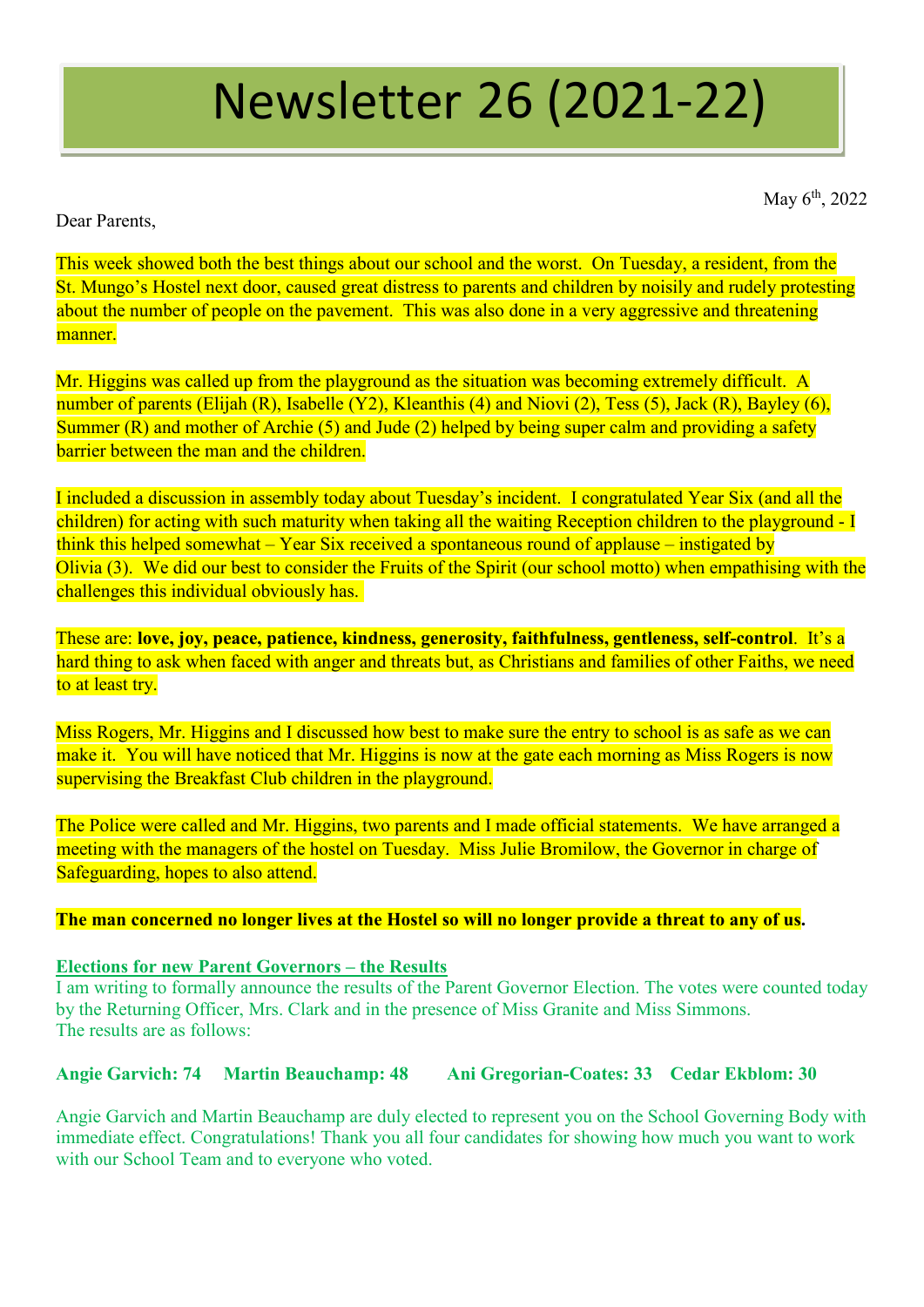# Newsletter 26 (2021-22)

May 6th, 2022

Dear Parents,

This week showed both the best things about our school and the worst. On Tuesday, a resident, from the St. Mungo's Hostel next door, caused great distress to parents and children by noisily and rudely protesting about the number of people on the pavement. This was also done in a very aggressive and threatening manner.

Mr. Higgins was called up from the playground as the situation was becoming extremely difficult. A number of parents (Elijah (R), Isabelle (Y2), Kleanthis (4) and Niovi (2), Tess (5), Jack (R), Bayley (6), Summer (R) and mother of Archie (5) and Jude (2) helped by being super calm and providing a safety barrier between the man and the children.

I included a discussion in assembly today about Tuesday's incident. I congratulated Year Six (and all the children) for acting with such maturity when taking all the waiting Reception children to the playground - I think this helped somewhat – Year Six received a spontaneous round of applause – instigated by Olivia (3). We did our best to consider the Fruits of the Spirit (our school motto) when empathising with the challenges this individual obviously has.

These are: **love, joy, peace, patience, kindness, generosity, faithfulness, gentleness, self-control**. It's a hard thing to ask when faced with anger and threats but, as Christians and families of other Faiths, we need to at least try.

Miss Rogers, Mr. Higgins and I discussed how best to make sure the entry to school is as safe as we can make it. You will have noticed that Mr. Higgins is now at the gate each morning as Miss Rogers is now supervising the Breakfast Club children in the playground.

The Police were called and Mr. Higgins, two parents and I made official statements. We have arranged a meeting with the managers of the hostel on Tuesday. Miss Julie Bromilow, the Governor in charge of Safeguarding, hopes to also attend.

**The man concerned no longer lives at the Hostel so will no longer provide a threat to any of us.**

## Elections for new Parent Governors – the Results

I am writing to formally announce the results of the Parent Governor Election. The votes were counted today by the Returning Officer, Mrs. Clark and in the presence of Miss Granite and Miss Simmons.
The results are as follows:

**Angie Garvich: 74 Martin Beauchamp: 48 Ani Gregorian-Coates: 33 Cedar Ekblom: 30**

Angie Garvich and Martin Beauchamp are duly elected to represent you on the School Governing Body with immediate effect. Congratulations! Thank you all four candidates for showing how much you want to work with our School Team and to everyone who voted.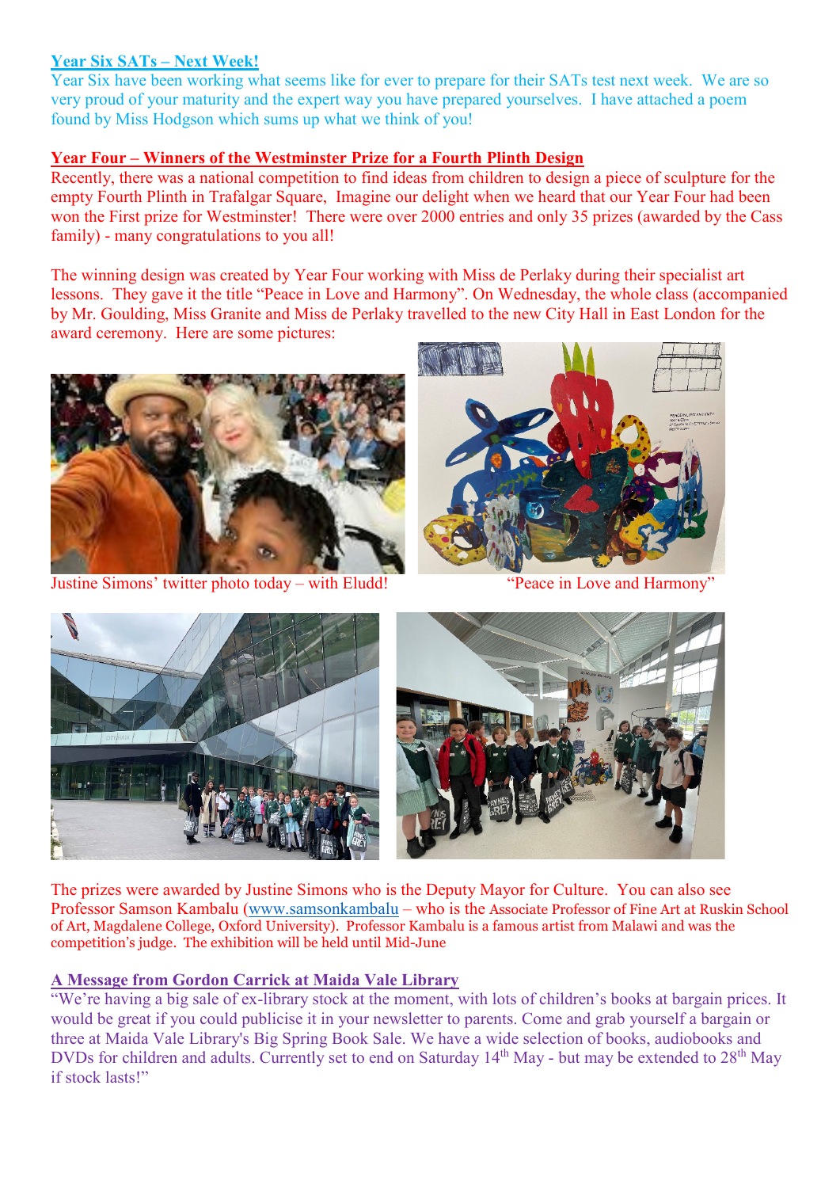## Year Six SATs – Next Week!

Year Six have been working what seems like for ever to prepare for their SATs test next week. We are so very proud of your maturity and the expert way you have prepared yourselves. I have attached a poem found by Miss Hodgson which sums up what we think of you!

## Year Four – Winners of the Westminster Prize for a Fourth Plinth Design

Recently, there was a national competition to find ideas from children to design a piece of sculpture for the empty Fourth Plinth in Trafalgar Square, Imagine our delight when we heard that our Year Four had been won the First prize for Westminster! There were over 2000 entries and only 35 prizes (awarded by the Cass family) - many congratulations to you all!

The winning design was created by Year Four working with Miss de Perlaky during their specialist art lessons. They gave it the title "Peace in Love and Harmony". On Wednesday, the whole class (accompanied by Mr. Goulding, Miss Granite and Miss de Perlaky travelled to the new City Hall in East London for the award ceremony. Here are some pictures:

Justine Simons' twitter photo today – with Eludd!

"Peace in Love and Harmony"

The prizes were awarded by Justine Simons who is the Deputy Mayor for Culture. You can also see Professor Samson Kambalu (www.samsonkambalu – who is the Associate Professor of Fine Art at Ruskin School of Art, Magdalene College, Oxford University). Professor Kambalu is a famous artist from Malawi and was the competition's judge. The exhibition will be held until Mid-June

## A Message from Gordon Carrick at Maida Vale Library

"We're having a big sale of ex-library stock at the moment, with lots of children's books at bargain prices. It would be great if you could publicise it in your newsletter to parents. Come and grab yourself a bargain or three at Maida Vale Library's Big Spring Book Sale. We have a wide selection of books, audiobooks and DVDs for children and adults. Currently set to end on Saturday 14th May - but may be extended to 28th May if stock lasts!"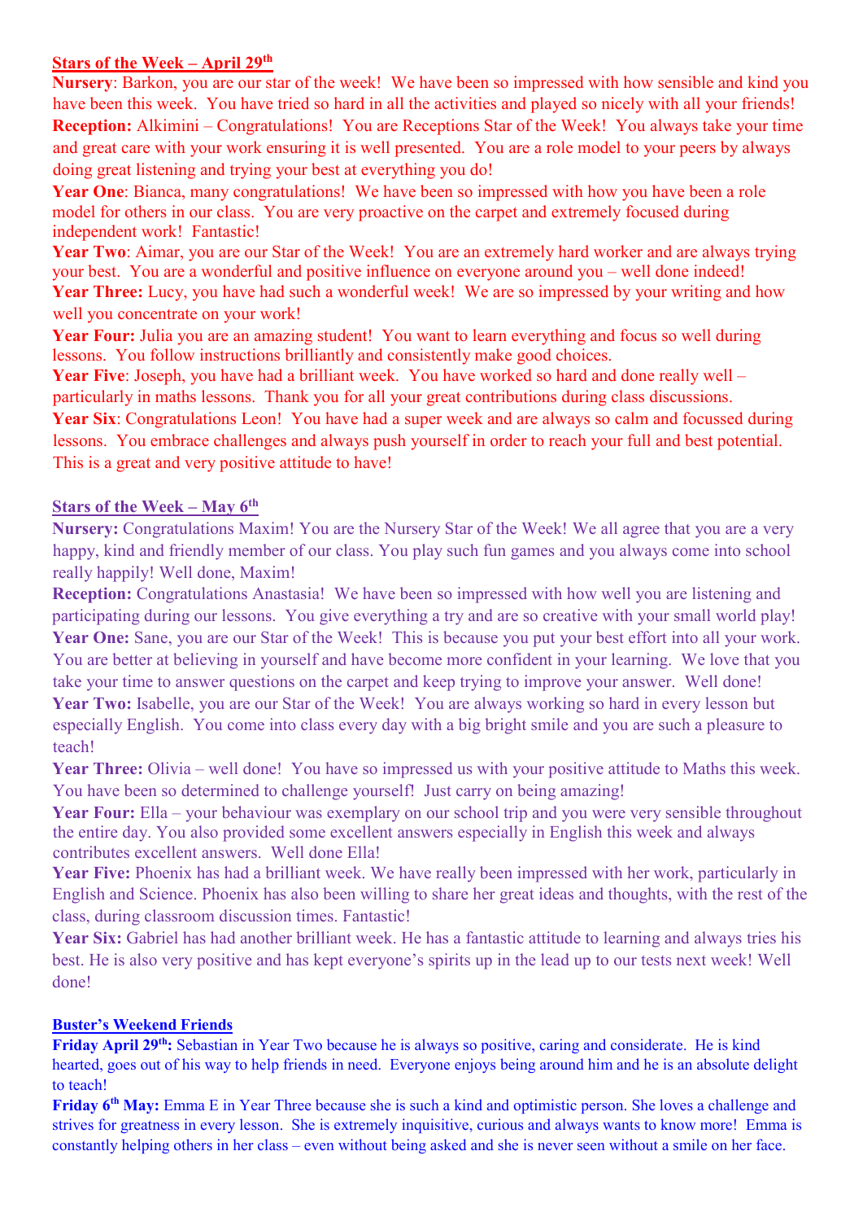## Stars of the Week – April 29th

**Nursery**: Barkon, you are our star of the week! We have been so impressed with how sensible and kind you have been this week. You have tried so hard in all the activities and played so nicely with all your friends!

**Reception:** Alkimini – Congratulations! You are Receptions Star of the Week! You always take your time and great care with your work ensuring it is well presented. You are a role model to your peers by always doing great listening and trying your best at everything you do!

**Year One**: Bianca, many congratulations! We have been so impressed with how you have been a role model for others in our class. You are very proactive on the carpet and extremely focused during independent work! Fantastic!

**Year Two**: Aimar, you are our Star of the Week! You are an extremely hard worker and are always trying your best. You are a wonderful and positive influence on everyone around you – well done indeed!

**Year Three:** Lucy, you have had such a wonderful week! We are so impressed by your writing and how well you concentrate on your work!

**Year Four:** Julia you are an amazing student! You want to learn everything and focus so well during lessons. You follow instructions brilliantly and consistently make good choices.

**Year Five**: Joseph, you have had a brilliant week. You have worked so hard and done really well – particularly in maths lessons. Thank you for all your great contributions during class discussions.

**Year Six**: Congratulations Leon! You have had a super week and are always so calm and focussed during lessons. You embrace challenges and always push yourself in order to reach your full and best potential. This is a great and very positive attitude to have!

## Stars of the Week – May 6th

**Nursery:** Congratulations Maxim! You are the Nursery Star of the Week! We all agree that you are a very happy, kind and friendly member of our class. You play such fun games and you always come into school really happily! Well done, Maxim!

**Reception:** Congratulations Anastasia! We have been so impressed with how well you are listening and participating during our lessons. You give everything a try and are so creative with your small world play!

**Year One:** Sane, you are our Star of the Week! This is because you put your best effort into all your work. You are better at believing in yourself and have become more confident in your learning. We love that you take your time to answer questions on the carpet and keep trying to improve your answer. Well done!

**Year Two:** Isabelle, you are our Star of the Week! You are always working so hard in every lesson but especially English. You come into class every day with a big bright smile and you are such a pleasure to teach!

**Year Three:** Olivia – well done! You have so impressed us with your positive attitude to Maths this week. You have been so determined to challenge yourself! Just carry on being amazing!

**Year Four:** Ella – your behaviour was exemplary on our school trip and you were very sensible throughout the entire day. You also provided some excellent answers especially in English this week and always contributes excellent answers. Well done Ella!

**Year Five:** Phoenix has had a brilliant week. We have really been impressed with her work, particularly in English and Science. Phoenix has also been willing to share her great ideas and thoughts, with the rest of the class, during classroom discussion times. Fantastic!

**Year Six:** Gabriel has had another brilliant week. He has a fantastic attitude to learning and always tries his best. He is also very positive and has kept everyone's spirits up in the lead up to our tests next week! Well done!

## Buster's Weekend Friends

**Friday April 29th:** Sebastian in Year Two because he is always so positive, caring and considerate. He is kind hearted, goes out of his way to help friends in need. Everyone enjoys being around him and he is an absolute delight to teach!

**Friday 6th May:** Emma E in Year Three because she is such a kind and optimistic person. She loves a challenge and strives for greatness in every lesson. She is extremely inquisitive, curious and always wants to know more! Emma is constantly helping others in her class – even without being asked and she is never seen without a smile on her face.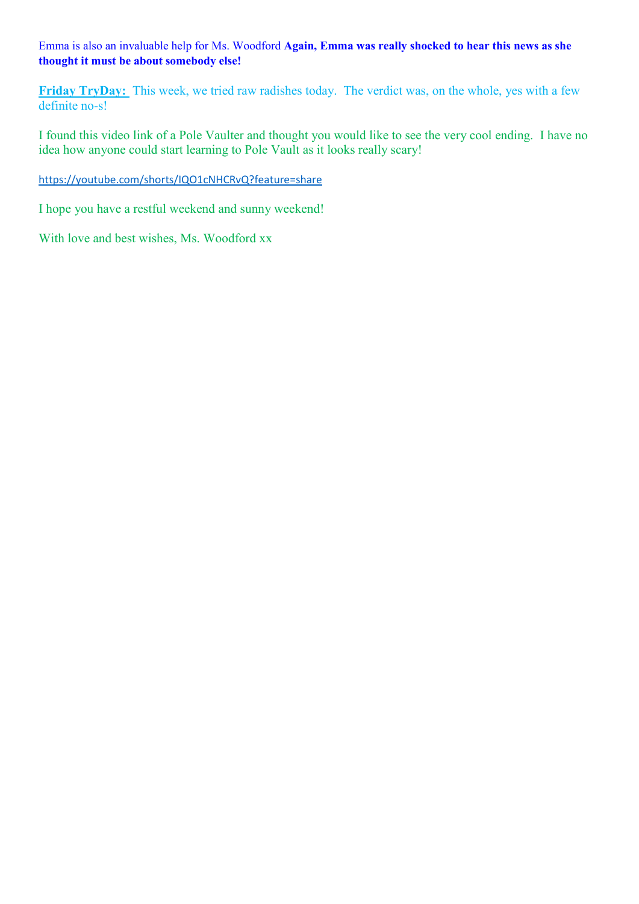Emma is also an invaluable help for Ms. Woodford **Again, Emma was really shocked to hear this news as she thought it must be about somebody else!**

**Friday TryDay:** This week, we tried raw radishes today. The verdict was, on the whole, yes with a few definite no-s!

I found this video link of a Pole Vaulter and thought you would like to see the very cool ending. I have no idea how anyone could start learning to Pole Vault as it looks really scary!

https://youtube.com/shorts/IQO1cNHCRvQ?feature=share

I hope you have a restful weekend and sunny weekend!

With love and best wishes, Ms. Woodford xx